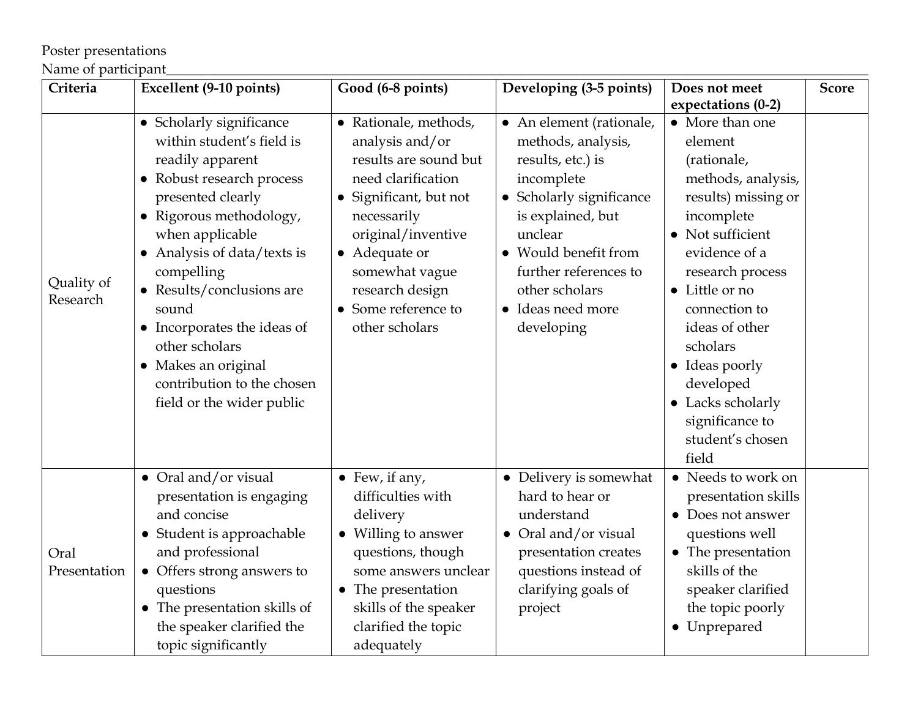Poster presentations

Name of participant\_\_\_\_\_\_\_\_\_\_\_\_\_\_\_\_\_\_\_\_\_\_\_\_\_\_\_\_\_\_\_\_\_\_\_\_\_\_\_\_\_\_\_\_\_\_\_\_

| Criteria | Excellent (9-10 points) | Good (6-8 points) | Developing (3-5 points) | Does not meet expectations (0-2) | Score |
|---|---|---|---|---|---|
| Quality of Research | • Scholarly significance within student's field is readily apparent<br>• Robust research process presented clearly<br>• Rigorous methodology, when applicable<br>• Analysis of data/texts is compelling<br>• Results/conclusions are sound<br>• Incorporates the ideas of other scholars<br>• Makes an original contribution to the chosen field or the wider public | • Rationale, methods, analysis and/or results are sound but need clarification<br>• Significant, but not necessarily original/inventive<br>• Adequate or somewhat vague research design<br>• Some reference to other scholars | • An element (rationale, methods, analysis, results, etc.) is incomplete<br>• Scholarly significance is explained, but unclear<br>• Would benefit from further references to other scholars<br>• Ideas need more developing | • More than one element (rationale, methods, analysis, results) missing or incomplete<br>• Not sufficient evidence of a research process<br>• Little or no connection to ideas of other scholars<br>• Ideas poorly developed<br>• Lacks scholarly significance to student's chosen field | |
| Oral Presentation | • Oral and/or visual presentation is engaging and concise<br>• Student is approachable and professional<br>• Offers strong answers to questions<br>• The presentation skills of the speaker clarified the topic significantly | • Few, if any, difficulties with delivery<br>• Willing to answer questions, though some answers unclear<br>• The presentation skills of the speaker clarified the topic adequately | • Delivery is somewhat hard to hear or understand<br>• Oral and/or visual presentation creates questions instead of clarifying goals of project | • Needs to work on presentation skills<br>• Does not answer questions well<br>• The presentation skills of the speaker clarified the topic poorly<br>• Unprepared | |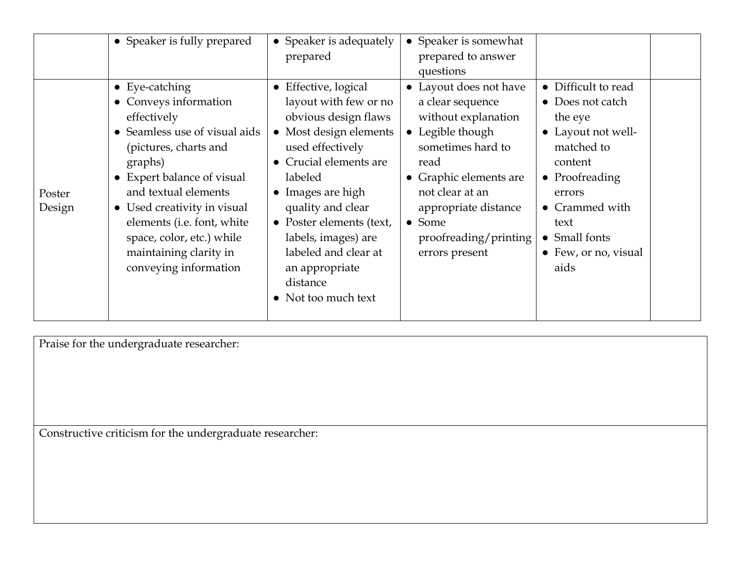| | | | | | |
|---|---|---|---|---|---|
| | • Speaker is fully prepared | • Speaker is adequately prepared | • Speaker is somewhat prepared to answer questions | | |
| Poster Design | • Eye-catching<br>• Conveys information effectively<br>• Seamless use of visual aids (pictures, charts and graphs)<br>• Expert balance of visual and textual elements<br>• Used creativity in visual elements (i.e. font, white space, color, etc.) while maintaining clarity in conveying information | • Effective, logical layout with few or no obvious design flaws<br>• Most design elements used effectively<br>• Crucial elements are labeled<br>• Images are high quality and clear<br>• Poster elements (text, labels, images) are labeled and clear at an appropriate distance<br>• Not too much text | • Layout does not have a clear sequence without explanation<br>• Legible though sometimes hard to read<br>• Graphic elements are not clear at an appropriate distance<br>• Some proofreading/printing errors present | • Difficult to read<br>• Does not catch the eye<br>• Layout not well-matched to content<br>• Proofreading errors<br>• Crammed with text<br>• Small fonts<br>• Few, or no, visual aids | |

| |
|---|
| Praise for the undergraduate researcher: |
| Constructive criticism for the undergraduate researcher: |